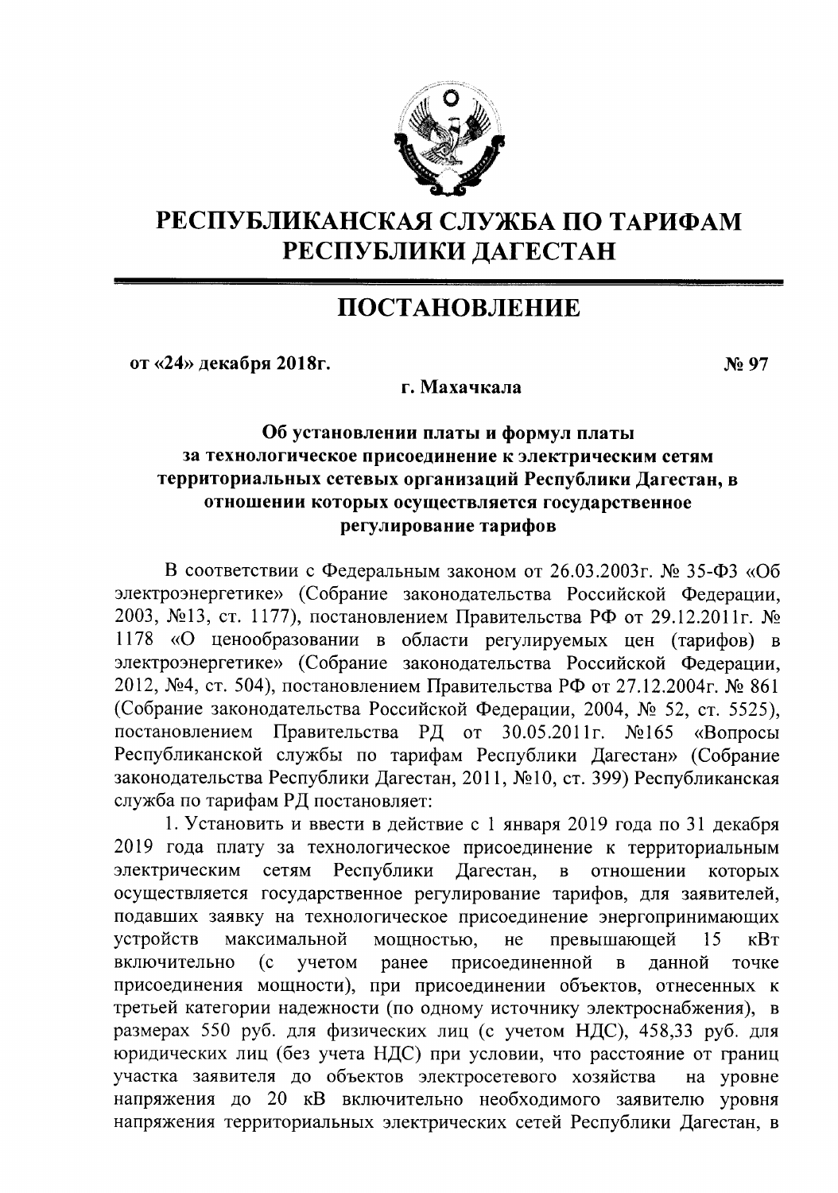# РЕСПУБЛИКАНСКАЯ СЛУЖБА ПО ТАРИФАМ РЕСПУБЛИКИ ДАГЕСТАН

## ПОСТАНОВЛЕНИЕ

**от «24» декабря 2018г.** **№ 97**

**г. Махачкала**

**Об установлении платы и формул платы за технологическое присоединение к электрическим сетям территориальных сетевых организаций Республики Дагестан, в отношении которых осуществляется государственное регулирование тарифов**

В соответствии с Федеральным законом от 26.03.2003г. № 35-ФЗ «Об электроэнергетике» (Собрание законодательства Российской Федерации, 2003, №13, ст. 1177), постановлением Правительства РФ от 29.12.2011г. № 1178 «О ценообразовании в области регулируемых цен (тарифов) в электроэнергетике» (Собрание законодательства Российской Федерации, 2012, №4, ст. 504), постановлением Правительства РФ от 27.12.2004г. № 861 (Собрание законодательства Российской Федерации, 2004, № 52, ст. 5525), постановлением Правительства РД от 30.05.2011г. №165 «Вопросы Республиканской службы по тарифам Республики Дагестан» (Собрание законодательства Республики Дагестан, 2011, №10, ст. 399) Республиканская служба по тарифам РД постановляет:

1. Установить и ввести в действие с 1 января 2019 года по 31 декабря 2019 года плату за технологическое присоединение к территориальным электрическим сетям Республики Дагестан, в отношении которых осуществляется государственное регулирование тарифов, для заявителей, подавших заявку на технологическое присоединение энергопринимающих устройств максимальной мощностью, не превышающей 15 кВт включительно (с учетом ранее присоединенной в данной точке присоединения мощности), при присоединении объектов, отнесенных к третьей категории надежности (по одному источнику электроснабжения), в размерах 550 руб. для физических лиц (с учетом НДС), 458,33 руб. для юридических лиц (без учета НДС) при условии, что расстояние от границ участка заявителя до объектов электросетевого хозяйства на уровне напряжения до 20 кВ включительно необходимого заявителю уровня напряжения территориальных электрических сетей Республики Дагестан, в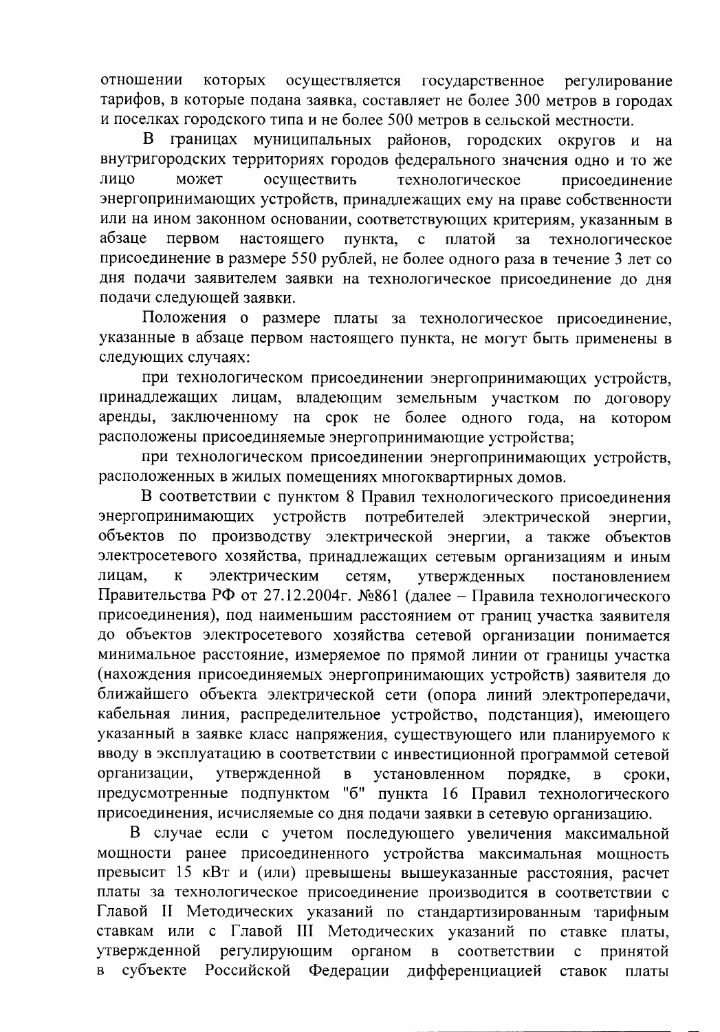отношении которых осуществляется государственное регулирование тарифов, в которые подана заявка, составляет не более 300 метров в городах и поселках городского типа и не более 500 метров в сельской местности.

В границах муниципальных районов, городских округов и на внутригородских территориях городов федерального значения одно и то же лицо может осуществить технологическое присоединение энергопринимающих устройств, принадлежащих ему на праве собственности или на ином законном основании, соответствующих критериям, указанным в абзаце первом настоящего пункта, с платой за технологическое присоединение в размере 550 рублей, не более одного раза в течение 3 лет со дня подачи заявителем заявки на технологическое присоединение до дня подачи следующей заявки.

Положения о размере платы за технологическое присоединение, указанные в абзаце первом настоящего пункта, не могут быть применены в следующих случаях:

при технологическом присоединении энергопринимающих устройств, принадлежащих лицам, владеющим земельным участком по договору аренды, заключенному на срок не более одного года, на котором расположены присоединяемые энергопринимающие устройства;

при технологическом присоединении энергопринимающих устройств, расположенных в жилых помещениях многоквартирных домов.

В соответствии с пунктом 8 Правил технологического присоединения энергопринимающих устройств потребителей электрической энергии, объектов по производству электрической энергии, а также объектов электросетевого хозяйства, принадлежащих сетевым организациям и иным лицам, к электрическим сетям, утвержденных постановлением Правительства РФ от 27.12.2004г. №861 (далее – Правила технологического присоединения), под наименьшим расстоянием от границ участка заявителя до объектов электросетевого хозяйства сетевой организации понимается минимальное расстояние, измеряемое по прямой линии от границы участка (нахождения присоединяемых энергопринимающих устройств) заявителя до ближайшего объекта электрической сети (опора линий электропередачи, кабельная линия, распределительное устройство, подстанция), имеющего указанный в заявке класс напряжения, существующего или планируемого к вводу в эксплуатацию в соответствии с инвестиционной программой сетевой организации, утвержденной в установленном порядке, в сроки, предусмотренные подпунктом "б" пункта 16 Правил технологического присоединения, исчисляемые со дня подачи заявки в сетевую организацию.

В случае если с учетом последующего увеличения максимальной мощности ранее присоединенного устройства максимальная мощность превысит 15 кВт и (или) превышены вышеуказанные расстояния, расчет платы за технологическое присоединение производится в соответствии с Главой II Методических указаний по стандартизированным тарифным ставкам или с Главой III Методических указаний по ставке платы, утвержденной регулирующим органом в соответствии с принятой в субъекте Российской Федерации дифференциацией ставок платы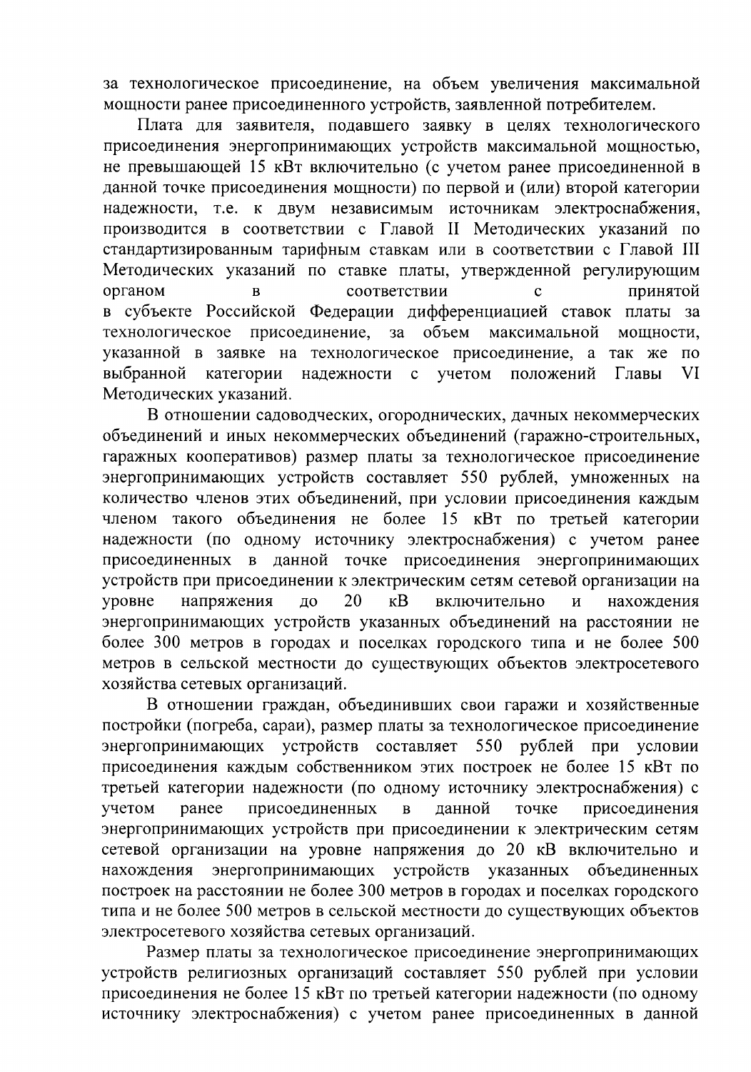за технологическое присоединение, на объем увеличения максимальной мощности ранее присоединенного устройств, заявленной потребителем.

Плата для заявителя, подавшего заявку в целях технологического присоединения энергопринимающих устройств максимальной мощностью, не превышающей 15 кВт включительно (с учетом ранее присоединенной в данной точке присоединения мощности) по первой и (или) второй категории надежности, т.е. к двум независимым источникам электроснабжения, производится в соответствии с Главой II Методических указаний по стандартизированным тарифным ставкам или в соответствии с Главой III Методических указаний по ставке платы, утвержденной регулирующим органом в соответствии с принятой в субъекте Российской Федерации дифференциацией ставок платы за технологическое присоединение, за объем максимальной мощности, указанной в заявке на технологическое присоединение, а так же по выбранной категории надежности с учетом положений Главы VI Методических указаний.

В отношении садоводческих, огороднических, дачных некоммерческих объединений и иных некоммерческих объединений (гаражно-строительных, гаражных кооперативов) размер платы за технологическое присоединение энергопринимающих устройств составляет 550 рублей, умноженных на количество членов этих объединений, при условии присоединения каждым членом такого объединения не более 15 кВт по третьей категории надежности (по одному источнику электроснабжения) с учетом ранее присоединенных в данной точке присоединения энергопринимающих устройств при присоединении к электрическим сетям сетевой организации на уровне напряжения до 20 кВ включительно и нахождения энергопринимающих устройств указанных объединений на расстоянии не более 300 метров в городах и поселках городского типа и не более 500 метров в сельской местности до существующих объектов электросетевого хозяйства сетевых организаций.

В отношении граждан, объединивших свои гаражи и хозяйственные постройки (погреба, сараи), размер платы за технологическое присоединение энергопринимающих устройств составляет 550 рублей при условии присоединения каждым собственником этих построек не более 15 кВт по третьей категории надежности (по одному источнику электроснабжения) с учетом ранее присоединенных в данной точке присоединения энергопринимающих устройств при присоединении к электрическим сетям сетевой организации на уровне напряжения до 20 кВ включительно и нахождения энергопринимающих устройств указанных объединенных построек на расстоянии не более 300 метров в городах и поселках городского типа и не более 500 метров в сельской местности до существующих объектов электросетевого хозяйства сетевых организаций.

Размер платы за технологическое присоединение энергопринимающих устройств религиозных организаций составляет 550 рублей при условии присоединения не более 15 кВт по третьей категории надежности (по одному источнику электроснабжения) с учетом ранее присоединенных в данной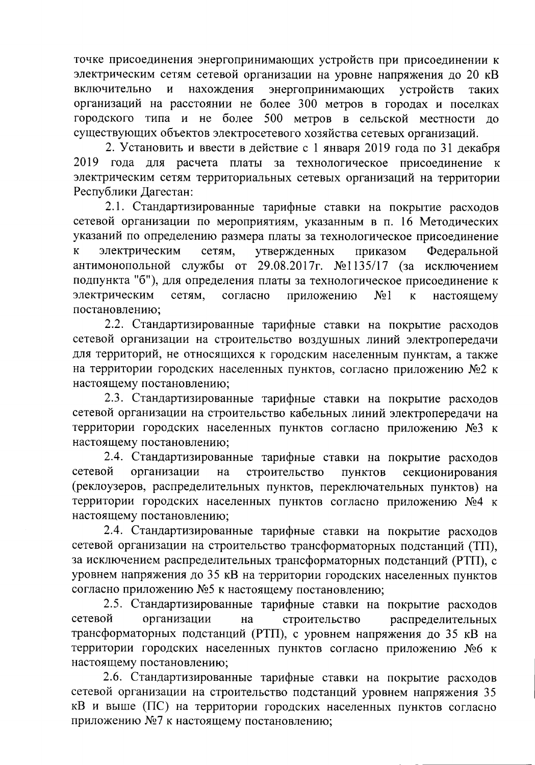точке присоединения энергопринимающих устройств при присоединении к электрическим сетям сетевой организации на уровне напряжения до 20 кВ включительно и нахождения энергопринимающих устройств таких организаций на расстоянии не более 300 метров в городах и поселках городского типа и не более 500 метров в сельской местности до существующих объектов электросетевого хозяйства сетевых организаций.

2. Установить и ввести в действие с 1 января 2019 года по 31 декабря 2019 года для расчета платы за технологическое присоединение к электрическим сетям территориальных сетевых организаций на территории Республики Дагестан:

2.1. Стандартизированные тарифные ставки на покрытие расходов сетевой организации по мероприятиям, указанным в п. 16 Методических указаний по определению размера платы за технологическое присоединение к электрическим сетям, утвержденных приказом Федеральной антимонопольной службы от 29.08.2017г. №1135/17 (за исключением подпункта "б"), для определения платы за технологическое присоединение к электрическим сетям, согласно приложению №1 к настоящему постановлению;

2.2. Стандартизированные тарифные ставки на покрытие расходов сетевой организации на строительство воздушных линий электропередачи для территорий, не относящихся к городским населенным пунктам, а также на территории городских населенных пунктов, согласно приложению №2 к настоящему постановлению;

2.3. Стандартизированные тарифные ставки на покрытие расходов сетевой организации на строительство кабельных линий электропередачи на территории городских населенных пунктов согласно приложению №3 к настоящему постановлению;

2.4. Стандартизированные тарифные ставки на покрытие расходов сетевой организации на строительство пунктов секционирования (реклоузеров, распределительных пунктов, переключательных пунктов) на территории городских населенных пунктов согласно приложению №4 к настоящему постановлению;

2.4. Стандартизированные тарифные ставки на покрытие расходов сетевой организации на строительство трансформаторных подстанций (ТП), за исключением распределительных трансформаторных подстанций (РТП), с уровнем напряжения до 35 кВ на территории городских населенных пунктов согласно приложению №5 к настоящему постановлению;

2.5. Стандартизированные тарифные ставки на покрытие расходов сетевой организации на строительство распределительных трансформаторных подстанций (РТП), с уровнем напряжения до 35 кВ на территории городских населенных пунктов согласно приложению №6 к настоящему постановлению;

2.6. Стандартизированные тарифные ставки на покрытие расходов сетевой организации на строительство подстанций уровнем напряжения 35 кВ и выше (ПС) на территории городских населенных пунктов согласно приложению №7 к настоящему постановлению;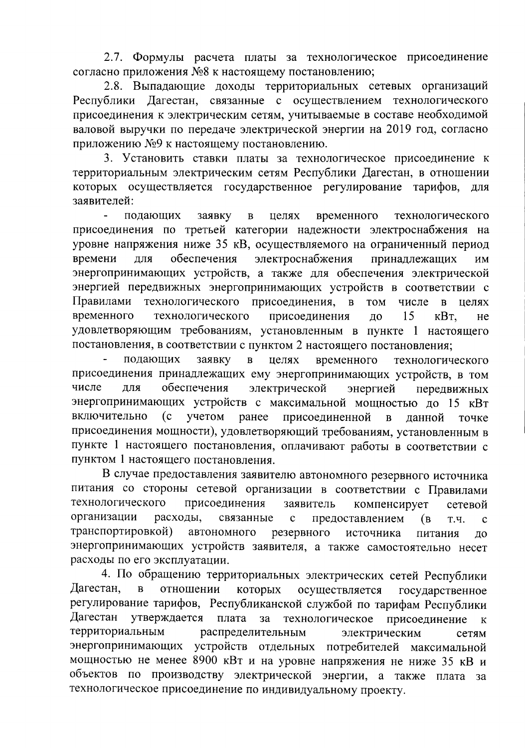2.7. Формулы расчета платы за технологическое присоединение согласно приложения №8 к настоящему постановлению;

2.8. Выпадающие доходы территориальных сетевых организаций Республики Дагестан, связанные с осуществлением технологического присоединения к электрическим сетям, учитываемые в составе необходимой валовой выручки по передаче электрической энергии на 2019 год, согласно приложению №9 к настоящему постановлению.

3. Установить ставки платы за технологическое присоединение к территориальным электрическим сетям Республики Дагестан, в отношении которых осуществляется государственное регулирование тарифов, для заявителей:

- подающих заявку в целях временного технологического присоединения по третьей категории надежности электроснабжения на уровне напряжения ниже 35 кВ, осуществляемого на ограниченный период времени для обеспечения электроснабжения принадлежащих им энергопринимающих устройств, а также для обеспечения электрической энергией передвижных энергопринимающих устройств в соответствии с Правилами технологического присоединения, в том числе в целях временного технологического присоединения до 15 кВт, не удовлетворяющим требованиям, установленным в пункте 1 настоящего постановления, в соответствии с пунктом 2 настоящего постановления;

- подающих заявку в целях временного технологического присоединения принадлежащих ему энергопринимающих устройств, в том числе для обеспечения электрической энергией передвижных энергопринимающих устройств с максимальной мощностью до 15 кВт включительно (с учетом ранее присоединенной в данной точке присоединения мощности), удовлетворяющий требованиям, установленным в пункте 1 настоящего постановления, оплачивают работы в соответствии с пунктом 1 настоящего постановления.

В случае предоставления заявителю автономного резервного источника питания со стороны сетевой организации в соответствии с Правилами технологического присоединения заявитель компенсирует сетевой организации расходы, связанные с предоставлением (в т.ч. с транспортировкой) автономного резервного источника питания до энергопринимающих устройств заявителя, а также самостоятельно несет расходы по его эксплуатации.

4. По обращению территориальных электрических сетей Республики Дагестан, в отношении которых осуществляется государственное регулирование тарифов, Республиканской службой по тарифам Республики Дагестан утверждается плата за технологическое присоединение к территориальным распределительным электрическим сетям энергопринимающих устройств отдельных потребителей максимальной мощностью не менее 8900 кВт и на уровне напряжения не ниже 35 кВ и объектов по производству электрической энергии, а также плата за технологическое присоединение по индивидуальному проекту.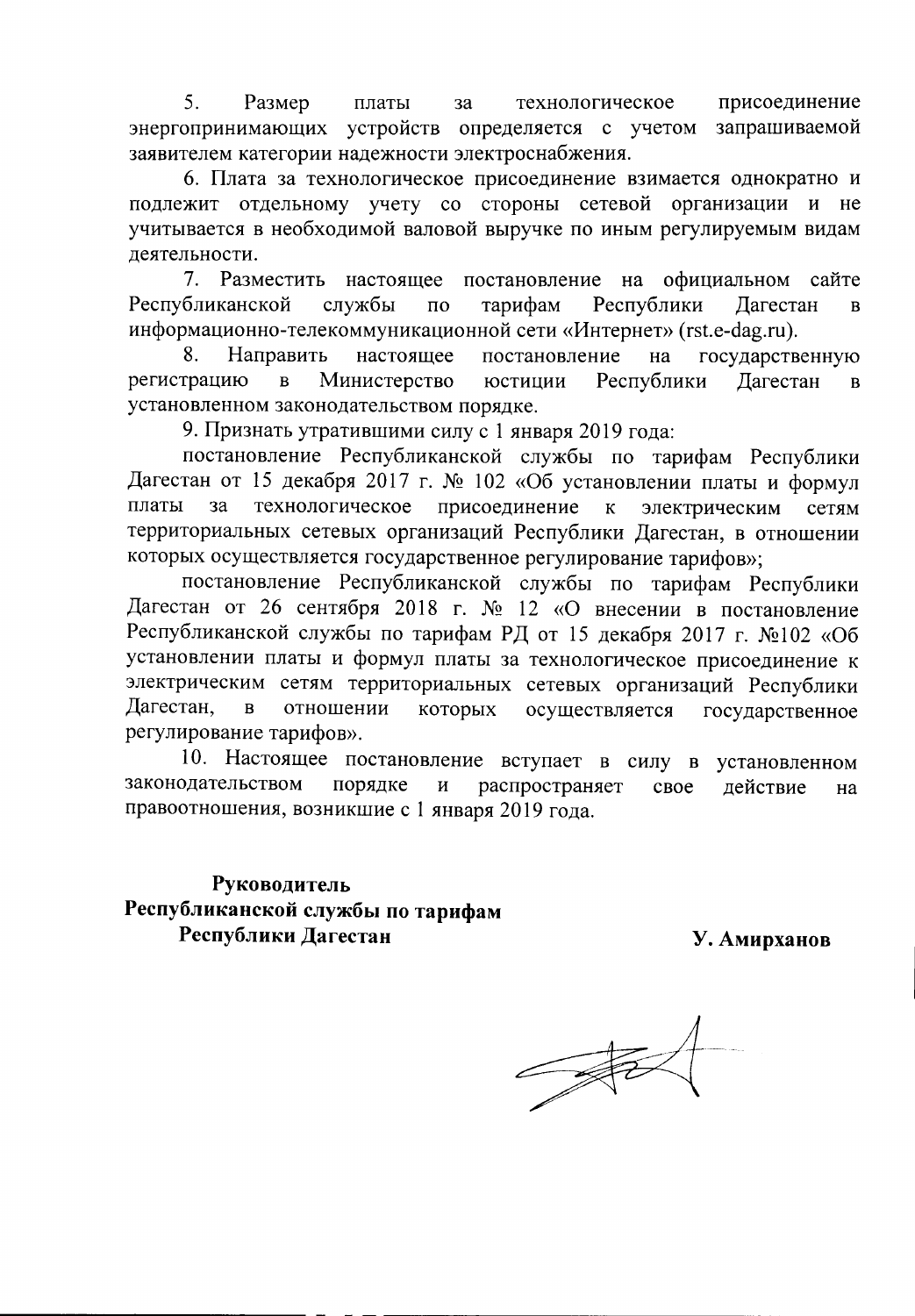5. Размер платы за технологическое присоединение энергопринимающих устройств определяется с учетом запрашиваемой заявителем категории надежности электроснабжения.

6. Плата за технологическое присоединение взимается однократно и подлежит отдельному учету со стороны сетевой организации и не учитывается в необходимой валовой выручке по иным регулируемым видам деятельности.

7. Разместить настоящее постановление на официальном сайте Республиканской службы по тарифам Республики Дагестан в информационно-телекоммуникационной сети «Интернет» (rst.e-dag.ru).

8. Направить настоящее постановление на государственную регистрацию в Министерство юстиции Республики Дагестан в установленном законодательством порядке.

9. Признать утратившими силу с 1 января 2019 года:

постановление Республиканской службы по тарифам Республики Дагестан от 15 декабря 2017 г. № 102 «Об установлении платы и формул платы за технологическое присоединение к электрическим сетям территориальных сетевых организаций Республики Дагестан, в отношении которых осуществляется государственное регулирование тарифов»;

постановление Республиканской службы по тарифам Республики Дагестан от 26 сентября 2018 г. № 12 «О внесении в постановление Республиканской службы по тарифам РД от 15 декабря 2017 г. №102 «Об установлении платы и формул платы за технологическое присоединение к электрическим сетям территориальных сетевых организаций Республики Дагестан, в отношении которых осуществляется государственное регулирование тарифов».

10. Настоящее постановление вступает в силу в установленном законодательством порядке и распространяет свое действие на правоотношения, возникшие с 1 января 2019 года.

**Руководитель**
**Республиканской службы по тарифам**
**Республики Дагестан** **У. Амирханов**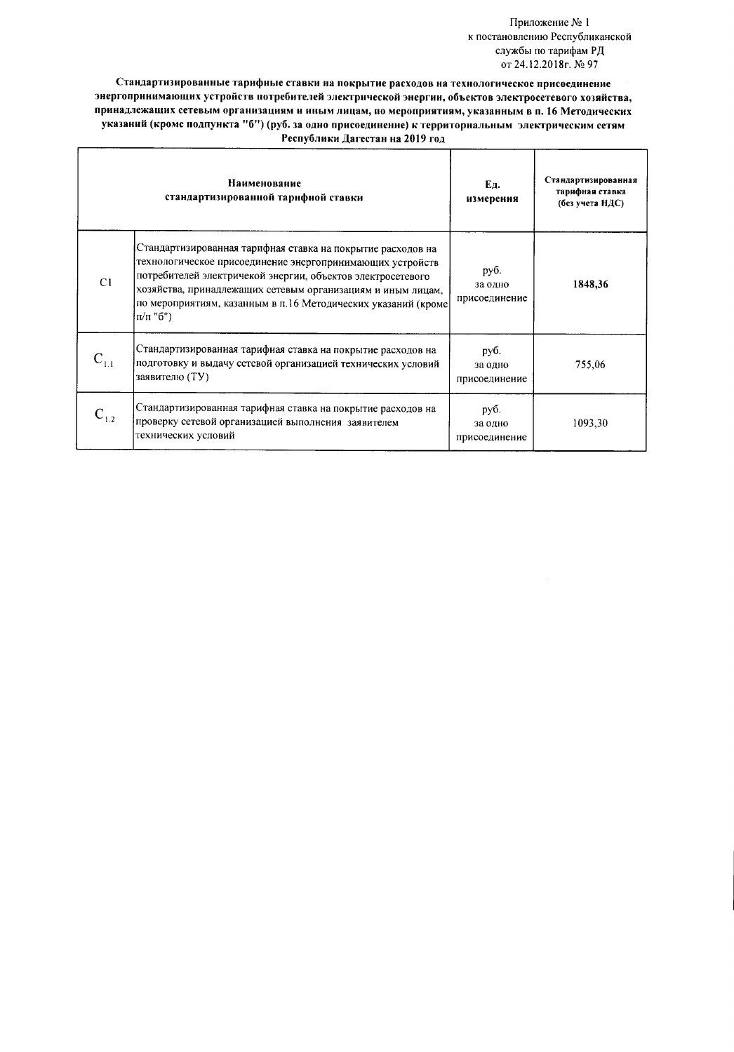Приложение № 1
к постановлению Республиканской
службы по тарифам РД
от 24.12.2018г. № 97

**Стандартизированные тарифные ставки на покрытие расходов на технологическое присоединение энергопринимающих устройств потребителей электрической энергии, объектов электросетевого хозяйства, принадлежащих сетевым организациям и иным лицам, по мероприятиям, указанным в п. 16 Методических указаний (кроме подпункта "б") (руб. за одно присоединение) к территориальным электрическим сетям Республики Дагестан на 2019 год**

| Наименование стандартизированной тарифной ставки | | Ед. измерения | Стандартизированная тарифная ставка (без учета НДС) |
|---|---|---|---|
| C1 | Стандартизированная тарифная ставка на покрытие расходов на технологическое присоединение энергопринимающих устройств потребителей электричекой энергии, объектов электросетевого хозяйства, принадлежащих сетевым организациям и иным лицам, по мероприятиям, казанным в п.16 Методических указаний (кроме п/п "б") | руб. за одно присоединение | **1848,36** |
| $C_{1.1}$ | Стандартизированная тарифная ставка на покрытие расходов на подготовку и выдачу сетевой организацией технических условий заявителю (ТУ) | руб. за одно присоединение | 755,06 |
| $C_{1.2}$ | Стандартизированная тарифная ставка на покрытие расходов на проверку сетевой организацией выполнения заявителем технических условий | руб. за одно присоединение | 1093,30 |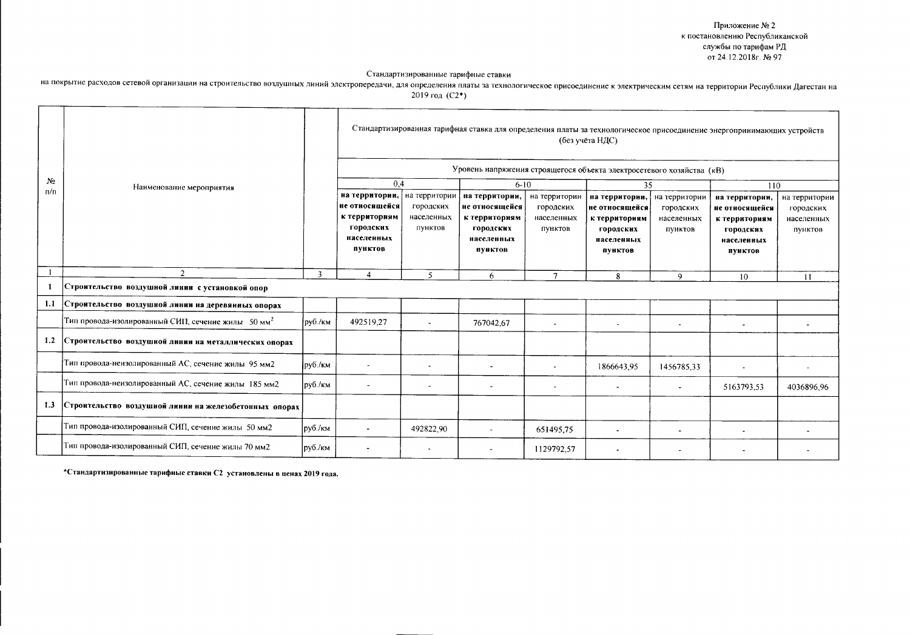Приложение № 2
к постановлению Республиканской
службы по тарифам РД
от 24.12.2018г. № 97

Стандартизированные тарифные ставки

на покрытие расходов сетевой организации на строительство воздушных линий электропередачи, для определения платы за технологическое присоединение к электрическим сетям на территории Республики Дагестан на 2019 год (С2*)

| № п/п | Наименование мероприятия | | Стандартизированная тарифная ставка для определения платы за технологическое присоединение энергопринимающих устройств (без учёта НДС) | | | | | | | |
|---|---|---|---|---|---|---|---|---|---|---|
| | | | Уровень напряжения строящегося объекта электросетевого хозяйства (кВ) | | | | | | | |
| | | | 0,4 | | 6-10 | | 35 | | 110 | |
| | | | **на территории, не относящейся к территориям городских населенных пунктов** | на территории городских населенных пунктов | **на территории, не относящейся к территориям городских населенных пунктов** | на территории городских населенных пунктов | **на территории, не относящейся к территориям городских населенных пунктов** | на территории городских населенных пунктов | **на территории, не относящейся к территориям городских населенных пунктов** | на территории городских населенных пунктов |
| 1 | 2 | 3 | 4 | 5 | 6 | 7 | 8 | 9 | 10 | 11 |
| **1** | **Строительство воздушной линии с установкой опор** | | | | | | | | | |
| **1.1** | **Строительство воздушной линии на деревянных опорах** | | | | | | | | | |
| | Тип провода-изолированный СИП, сечение жилы 50 мм$^2$ | руб./км | 492519,27 | - | 767042,67 | - | - | - | - | - |
| **1.2** | **Строительство воздушной линии на металлических опорах** | | | | | | | | | |
| | Тип провода-неизолированный АС, сечение жилы 95 мм2 | руб./км | - | - | - | - | 1866643,95 | 1456785,33 | - | - |
| | Тип провода-неизолированный АС, сечение жилы 185 мм2 | руб./км | - | - | - | - | - | - | 5163793,53 | 4036896,96 |
| **1.3** | **Строительство воздушной линии на железобетонных опорах** | | | | | | | | | |
| | Тип провода-изолированный СИП, сечение жилы 50 мм2 | руб./км | - | 492822,90 | - | 651495,75 | - | - | - | - |
| | Тип провода-изолированный СИП, сечение жилы 70 мм2 | руб./км | - | - | - | 1129792,57 | - | - | - | - |

**\*Стандартизированные тарифные ставки С2 установлены в ценах 2019 года.**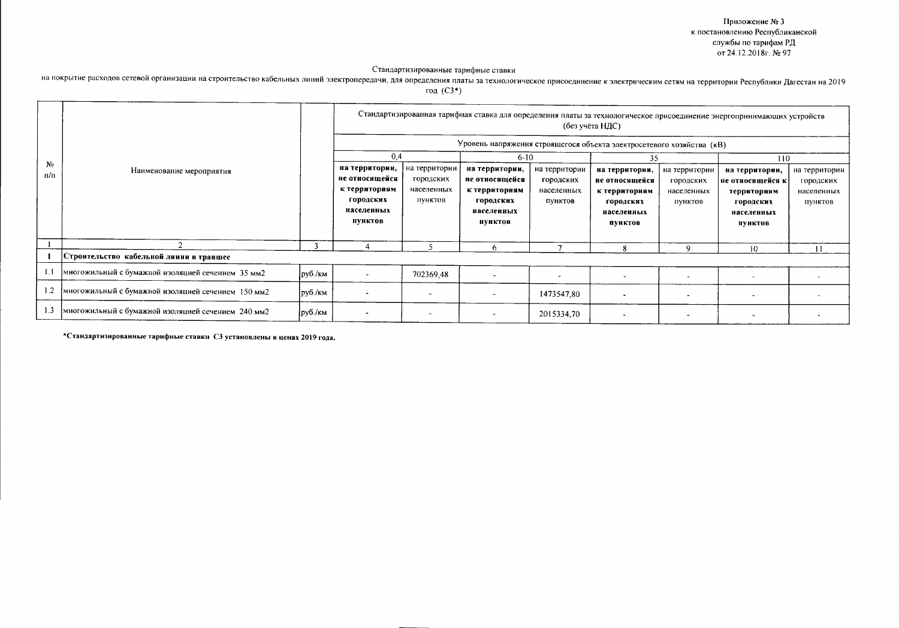Приложение № 3
к постановлению Республиканской
службы по тарифам РД
от 24.12.2018г. № 97

Стандартизированные тарифные ставки

на покрытие расходов сетевой организации на строительство кабельных линий электропередачи, для определения платы за технологическое присоединение к электрическим сетям на территории Республики Дагестан на 2019 год (С3*)

| № п/п | Наименование мероприятия | | Стандартизированная тарифная ставка для определения платы за технологическое присоединение энергопринимающих устройств (без учёта НДС) | | | | | | | |
|---|---|---|---|---|---|---|---|---|---|---|
| | | | Уровень напряжения строящегося объекта электросетевого хозяйства (кВ) | | | | | | | |
| | | | 0,4 | | 6-10 | | 35 | | 110 | |
| | | | **на территории, не относящейся к территориям городских населенных пунктов** | на территории городских населенных пунктов | **на территории, не относящейся к территориям городских населенных пунктов** | на территории городских населенных пунктов | **на территории, не относящейся к территориям городских населенных пунктов** | на территории городских населенных пунктов | **на территории, не относящейся к территориям городских населенных пунктов** | на территории городских населенных пунктов |
| 1 | 2 | 3 | 4 | 5 | 6 | 7 | 8 | 9 | 10 | 11 |
| **1** | **Строительство кабельной линии в траншее** | | | | | | | | | |
| 1.1 | многожильный с бумажной изоляцией сечением 35 мм2 | руб./км | - | 702369,48 | - | - | - | - | - | - |
| 1.2 | многожильный с бумажной изоляцией сечением 150 мм2 | руб./км | - | - | - | 1473547,80 | - | - | - | - |
| 1.3 | многожильный с бумажной изоляцией сечением 240 мм2 | руб./км | - | - | - | 2015334,70 | - | - | - | - |

**\*Стандартизированные тарифные ставки С3 установлены в ценах 2019 года.**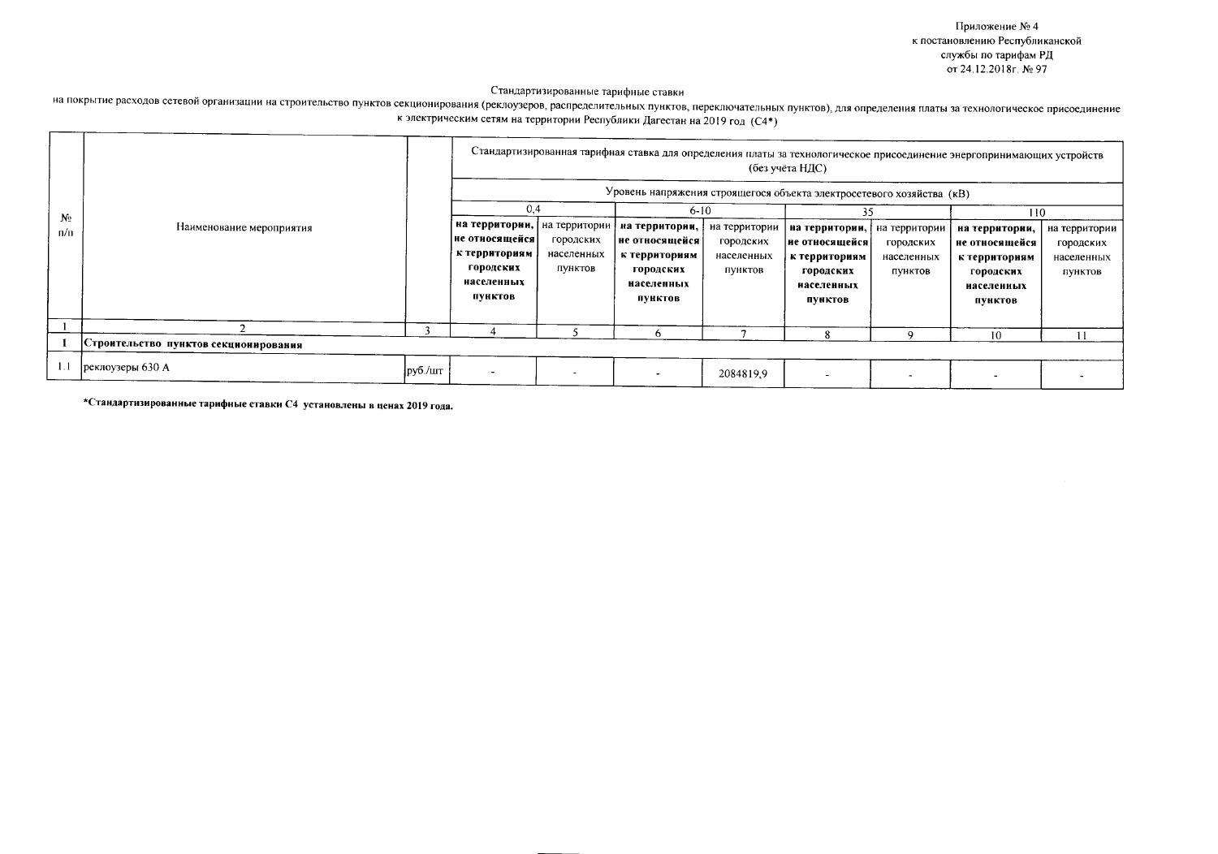Приложение № 4
к постановлению Республиканской
службы по тарифам РД
от 24.12.2018г. № 97

Стандартизированные тарифные ставки
на покрытие расходов сетевой организации на строительство пунктов секционирования (реклоузеров, распределительных пунктов, переключательных пунктов), для определения платы за технологическое присоединение к электрическим сетям на территории Республики Дагестан на 2019 год (С4*)

| № п/п | Наименование мероприятия | | Стандартизированная тарифная ставка для определения платы за технологическое присоединение энергопринимающих устройств (без учёта НДС) | | | | | | | |
|---|---|---|---|---|---|---|---|---|---|---|
| | | | Уровень напряжения строящегося объекта электросетевого хозяйства (кВ) | | | | | | | |
| | | | 0,4 | | 6-10 | | 35 | | 110 | |
| | | | **на территории, не относящейся к территориям городских населенных пунктов** | на территории городских населенных пунктов | **на территории, не относящейся к территориям городских населенных пунктов** | на территории городских населенных пунктов | **на территории, не относящейся к территориям городских населенных пунктов** | на территории городских населенных пунктов | **на территории, не относящейся к территориям городских населенных пунктов** | на территории городских населенных пунктов |
| 1 | 2 | 3 | 4 | 5 | 6 | 7 | 8 | 9 | 10 | 11 |
| **I** | **Строительство пунктов секционирования** | | | | | | | | | |
| 1.1 | реклоузеры 630 А | руб./шт | - | - | - | 2084819,9 | - | - | - | - |

**\*Стандартизированные тарифные ставки С4 установлены в ценах 2019 года.**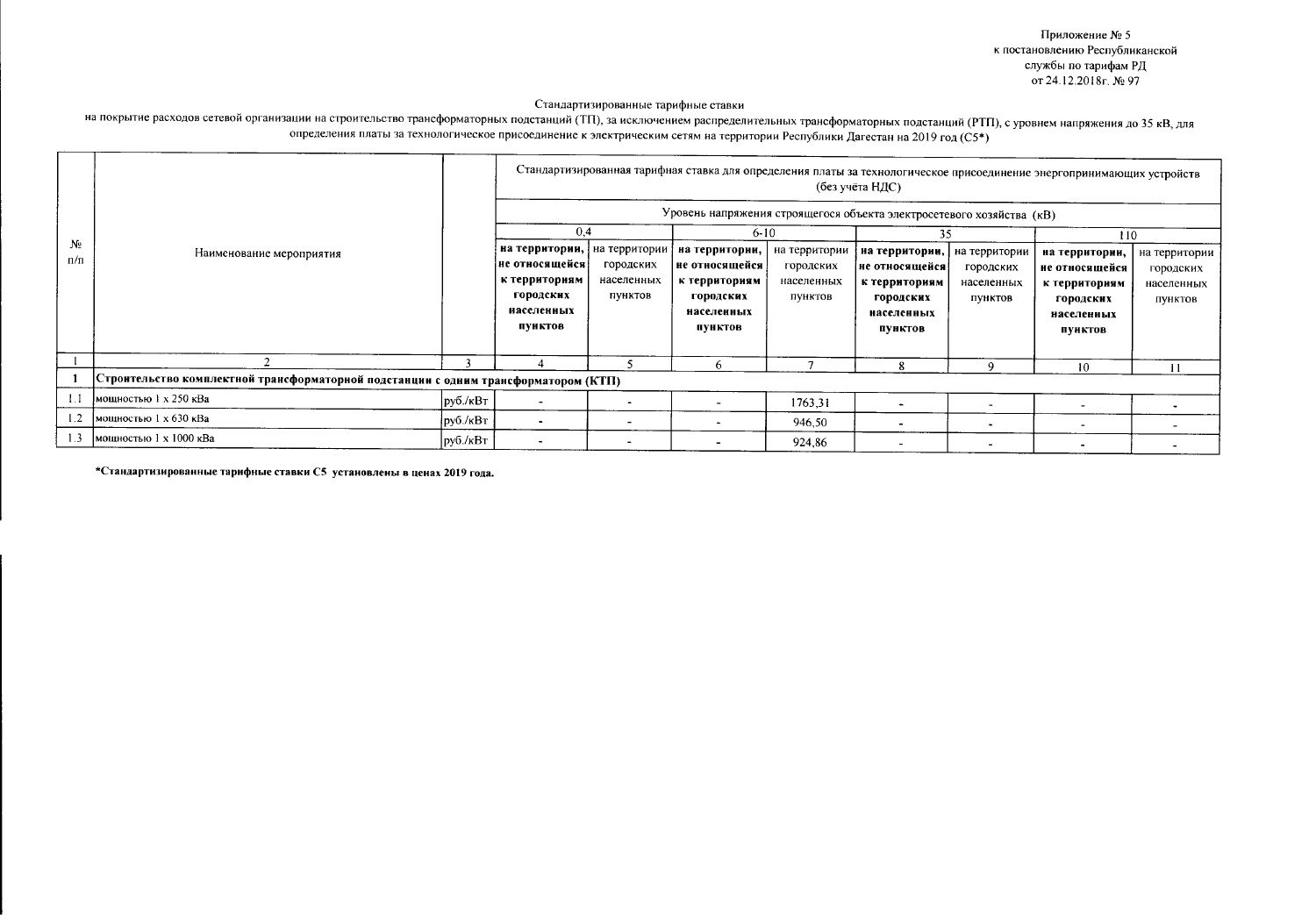Приложение № 5
к постановлению Республиканской
службы по тарифам РД
от 24.12.2018г. № 97

Стандартизированные тарифные ставки

на покрытие расходов сетевой организации на строительство трансформаторных подстанций (ТП), за исключением распределительных трансформаторных подстанций (РТП), с уровнем напряжения до 35 кВ, для определения платы за технологическое присоединение к электрическим сетям на территории Республики Дагестан на 2019 год (С5*)

| № п/п | Наименование мероприятия | | Стандартизированная тарифная ставка для определения платы за технологическое присоединение энергопринимающих устройств (без учёта НДС) | | | | | | | |
|---|---|---|---|---|---|---|---|---|---|---|
| | | | Уровень напряжения строящегося объекта электросетевого хозяйства (кВ) | | | | | | | |
| | | | 0,4 | | 6-10 | | 35 | | 110 | |
| | | | **на территории, не относящейся к территориям городских населенных пунктов** | на территории городских населенных пунктов | **на территории, не относящейся к территориям городских населенных пунктов** | на территории городских населенных пунктов | **на территории, не относящейся к территориям городских населенных пунктов** | на территории городских населенных пунктов | **на территории, не относящейся к территориям городских населенных пунктов** | на территории городских населенных пунктов |
| 1 | 2 | 3 | 4 | 5 | 6 | 7 | 8 | 9 | 10 | 11 |
| **1** | **Строительство комплектной трансформаторной подстанции с одним трансформатором (КТП)** | | | | | | | | | |
| 1.1 | мощностью 1 х 250 кВа | руб./кВт | - | - | - | 1763,31 | - | - | - | - |
| 1.2 | мощностью 1 х 630 кВа | руб./кВт | - | - | - | 946,50 | - | - | - | - |
| 1.3 | мощностью 1 х 1000 кВа | руб./кВт | - | - | - | 924,86 | - | - | - | - |

**\*Стандартизированные тарифные ставки С5 установлены в ценах 2019 года.**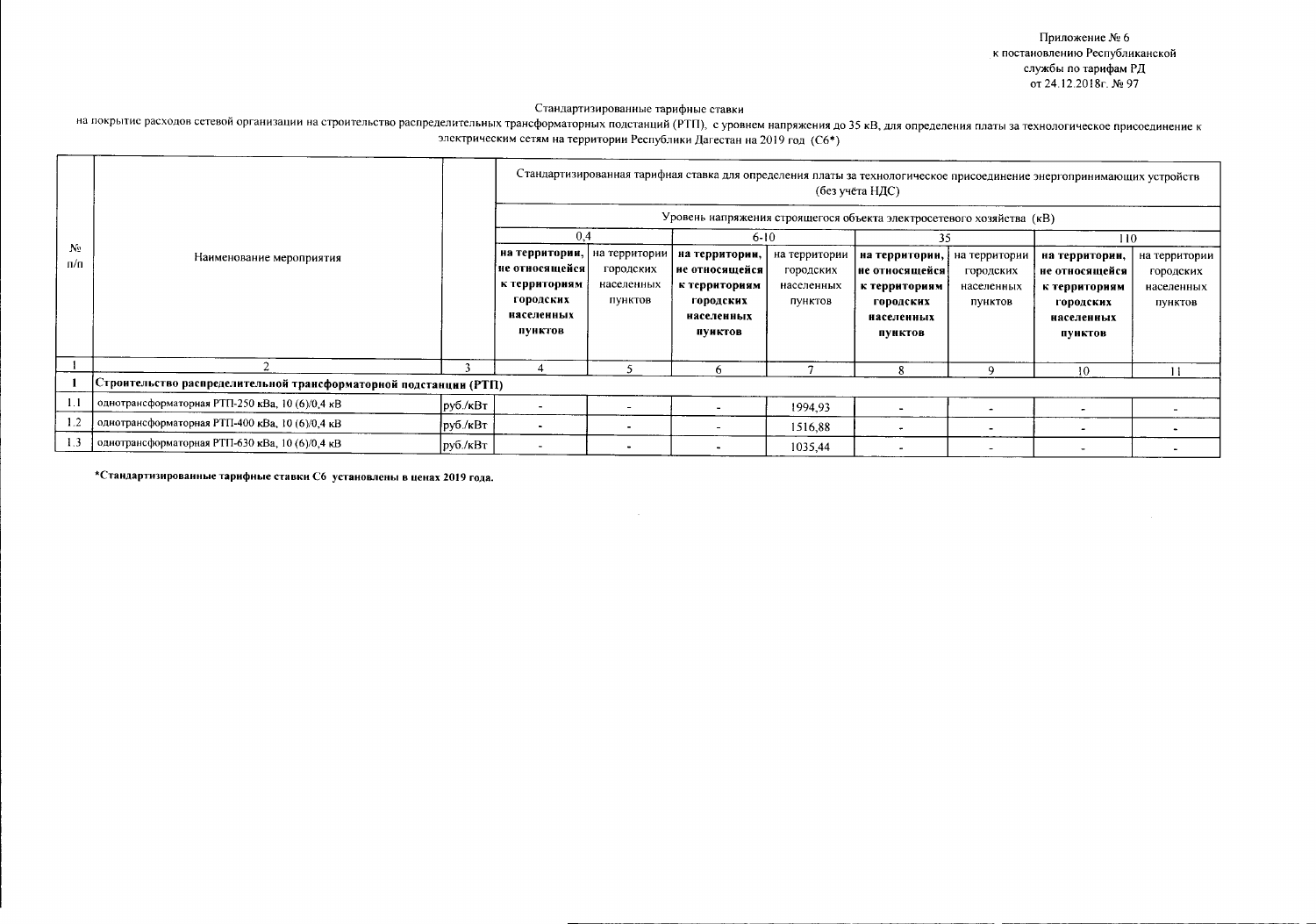Приложение № 6
к постановлению Республиканской
службы по тарифам РД
от 24.12.2018г. № 97

Стандартизированные тарифные ставки
на покрытие расходов сетевой организации на строительство распределительных трансформаторных подстанций (РТП), с уровнем напряжения до 35 кВ, для определения платы за технологическое присоединение к электрическим сетям на территории Республики Дагестан на 2019 год (С6*)

| № п/п | Наименование мероприятия | | Стандартизированная тарифная ставка для определения платы за технологическое присоединение энергопринимающих устройств (без учёта НДС) | | | | | | | |
|---|---|---|---|---|---|---|---|---|---|---|
| | | | Уровень напряжения строящегося объекта электросетевого хозяйства (кВ) | | | | | | | |
| | | | 0,4 | | 6-10 | | 35 | | 110 | |
| | | | **на территории, не относящейся к территориям городских населенных пунктов** | на территории городских населенных пунктов | **на территории, не относящейся к территориям городских населенных пунктов** | на территории городских населенных пунктов | **на территории, не относящейся к территориям городских населенных пунктов** | на территории городских населенных пунктов | **на территории, не относящейся к территориям городских населенных пунктов** | на территории городских населенных пунктов |
| 1 | 2 | 3 | 4 | 5 | 6 | 7 | 8 | 9 | 10 | 11 |
| **1** | **Строительство распределительной трансформаторной подстанции (РТП)** | | | | | | | | | |
| 1.1 | однотрансформаторная РТП-250 кВа, 10 (6)/0,4 кВ | руб./кВт | - | - | - | 1994,93 | - | - | - | - |
| 1.2 | однотрансформаторная РТП-400 кВа, 10 (6)/0,4 кВ | руб./кВт | - | - | - | 1516,88 | - | - | - | - |
| 1.3 | однотрансформаторная РТП-630 кВа, 10 (6)/0,4 кВ | руб./кВт | - | - | - | 1035,44 | - | - | - | - |

**\*Стандартизированные тарифные ставки С6 установлены в ценах 2019 года.**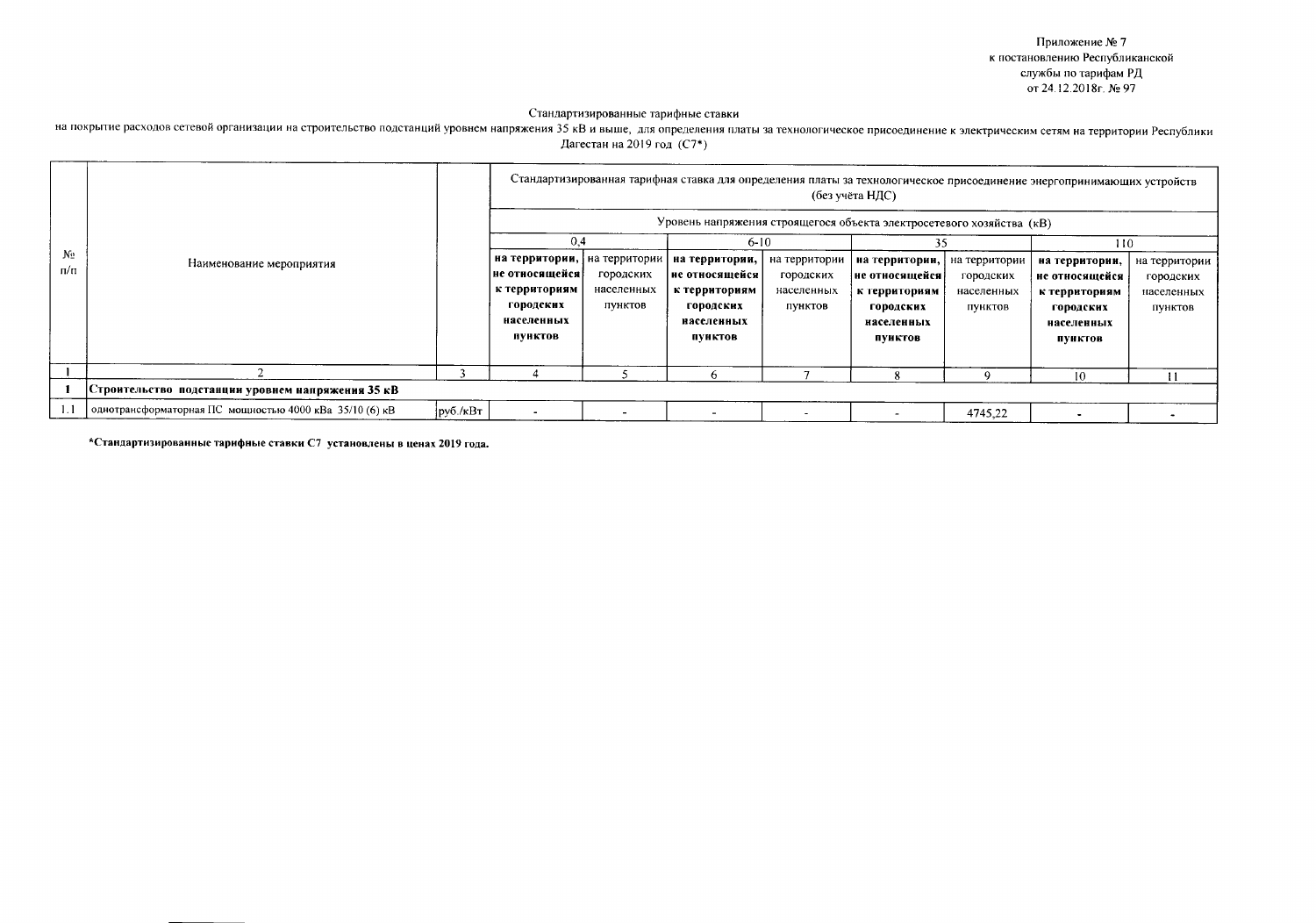Приложение № 7
к постановлению Республиканской
службы по тарифам РД
от 24.12.2018г. № 97

Стандартизированные тарифные ставки
на покрытие расходов сетевой организации на строительство подстанций уровнем напряжения 35 кВ и выше, для определения платы за технологическое присоединение к электрическим сетям на территории Республики Дагестан на 2019 год (С7*)

| № п/п | Наименование мероприятия | | Стандартизированная тарифная ставка для определения платы за технологическое присоединение энергопринимающих устройств (без учёта НДС) | | | | | | | |
|---|---|---|---|---|---|---|---|---|---|---|
| | | | Уровень напряжения строящегося объекта электросетевого хозяйства (кВ) | | | | | | | |
| | | | 0,4 | | 6-10 | | 35 | | 110 | |
| | | | **на территории, не относящейся к территориям городских населенных пунктов** | на территории городских населенных пунктов | **на территории, не относящейся к территориям городских населенных пунктов** | на территории городских населенных пунктов | **на территории, не относящейся к территориям городских населенных пунктов** | на территории городских населенных пунктов | **на территории, не относящейся к территориям городских населенных пунктов** | на территории городских населенных пунктов |
| 1 | 2 | 3 | 4 | 5 | 6 | 7 | 8 | 9 | 10 | 11 |
| **1** | **Строительство подстанции уровнем напряжения 35 кВ** | | | | | | | | | |
| 1.1 | однотрансформаторная ПС мощностью 4000 кВа 35/10 (6) кВ | руб./кВт | - | - | - | - | - | 4745,22 | - | - |

**\*Стандартизированные тарифные ставки С7 установлены в ценах 2019 года.**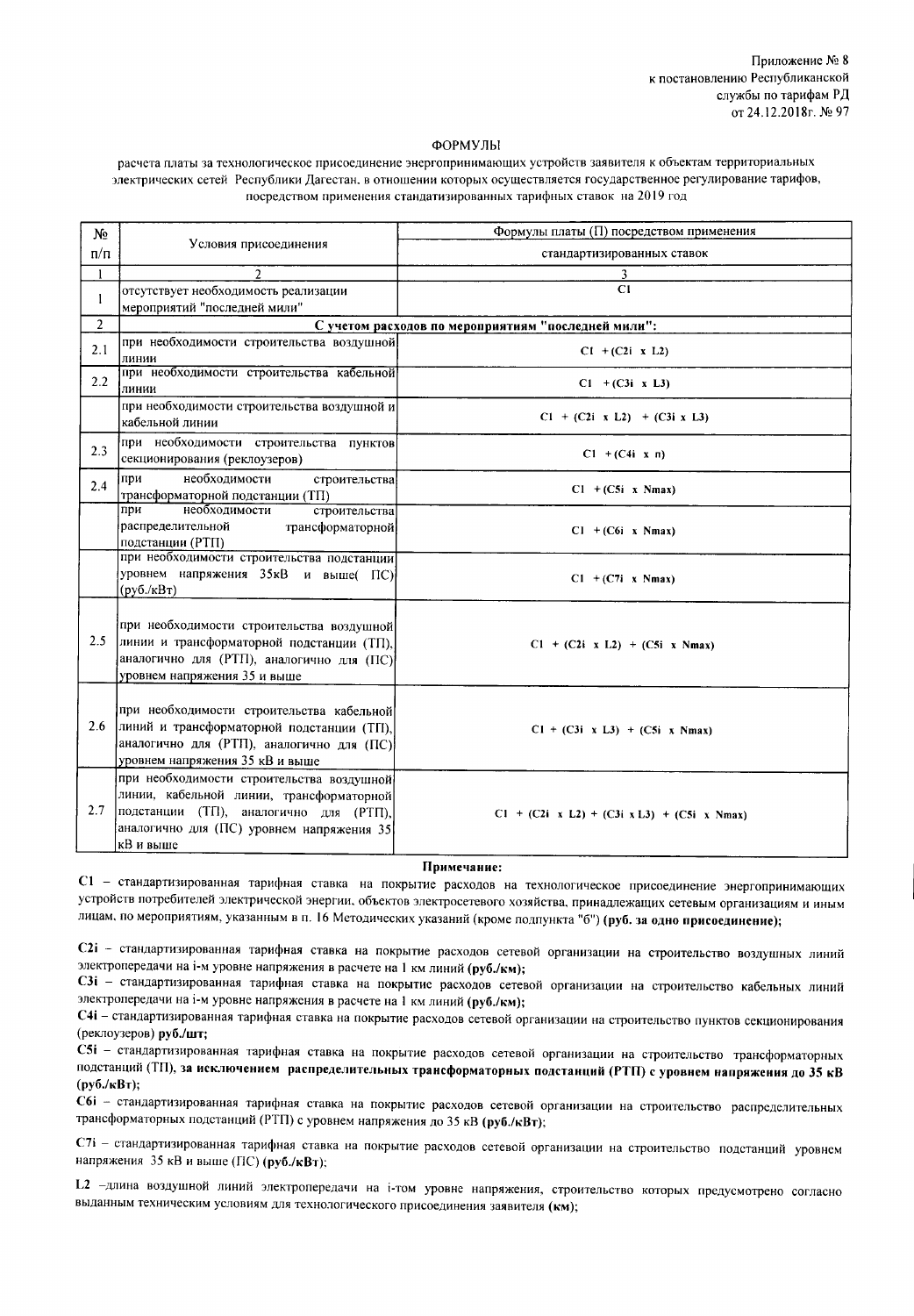Приложение № 8
к постановлению Республиканской
службы по тарифам РД
от 24.12.2018г. № 97

## ФОРМУЛЫ

расчета платы за технологическое присоединение энергопринимающих устройств заявителя к объектам территориальных электрических сетей Республики Дагестан, в отношении которых осуществляется государственное регулирование тарифов, посредством применения стандатизированных тарифных ставок на 2019 год

| № п/п | Условия присоединения | Формулы платы (П) посредством применения стандартизированных ставок |
|---|---|---|
| 1 | 2 | 3 |
| 1 | отсутствует необходимость реализации мероприятий "последней мили" | C1 |
| 2 | | **С учетом расходов по мероприятиям "последней мили":** |
| 2.1 | при необходимости строительства воздушной линии | C1 + (C2i x L2) |
| 2.2 | при необходимости строительства кабельной линии | C1 + (C3i x L3) |
| | при необходимости строительства воздушной и кабельной линии | C1 + (C2i x L2) + (C3i x L3) |
| 2.3 | при необходимости строительства пунктов секционирования (реклоузеров) | C1 + (C4i x n) |
| 2.4 | при необходимости строительства трансформаторной подстанции (ТП) | C1 + (C5i x Nmax) |
| | при необходимости строительства распределительной трансформаторной подстанции (РТП) | C1 + (C6i x Nmax) |
| | при необходимости строительства подстанции уровнем напряжения 35кВ и выше( ПС) (руб./кВт) | C1 + (C7i x Nmax) |
| 2.5 | при необходимости строительства воздушной линии и трансформаторной подстанции (ТП), аналогично для (РТП), аналогично для (ПС) уровнем напряжения 35 и выше | C1 + (C2i x L2) + (C5i x Nmax) |
| 2.6 | при необходимости строительства кабельной линий и трансформаторной подстанции (ТП), аналогично для (РТП), аналогично для (ПС) уровнем напряжения 35 кВ и выше | C1 + (C3i x L3) + (C5i x Nmax) |
| 2.7 | при необходимости строительства воздушной линии, кабельной линии, трансформаторной подстанции (ТП), аналогично для (РТП), аналогично для (ПС) уровнем напряжения 35 кВ и выше | C1 + (C2i x L2) + (C3i x L3) + (C5i x Nmax) |

**Примечание:**

**C1** – стандартизированная тарифная ставка на покрытие расходов на технологическое присоединение энергопринимающих устройств потребителей электрической энергии, объектов электросетевого хозяйства, принадлежащих сетевым организациям и иным лицам, по мероприятиям, указанным в п. 16 Методических указаний (кроме подпункта "б") **(руб. за одно присоединение);**

**C2i** – стандартизированная тарифная ставка на покрытие расходов сетевой организации на строительство воздушных линий электропередачи на i-м уровне напряжения в расчете на 1 км линий **(руб./км);**

**C3i** – стандартизированная тарифная ставка на покрытие расходов сетевой организации на строительство кабельных линий электропередачи на i-м уровне напряжения в расчете на 1 км линий **(руб./км);**

**C4i** – стандартизированная тарифная ставка на покрытие расходов сетевой организации на строительство пунктов секционирования (реклоузеров) **руб./шт;**

**C5i** – стандартизированная тарифная ставка на покрытие расходов сетевой организации на строительство трансформаторных подстанций (ТП), **за исключением распределительных трансформаторных подстанций (РТП) с уровнем напряжения до 35 кВ (руб./кВт);**

**C6i** – стандартизированная тарифная ставка на покрытие расходов сетевой организации на строительство распределительных трансформаторных подстанций (РТП) с уровнем напряжения до 35 кВ **(руб./кВт);**

**C7i** – стандартизированная тарифная ставка на покрытие расходов сетевой организации на строительство подстанций уровнем напряжения 35 кВ и выше (ПС) **(руб./кВт);**

**L2** –длина воздушной линий электропередачи на i-том уровне напряжения, строительство которых предусмотрено согласно выданным техническим условиям для технологического присоединения заявителя **(км);**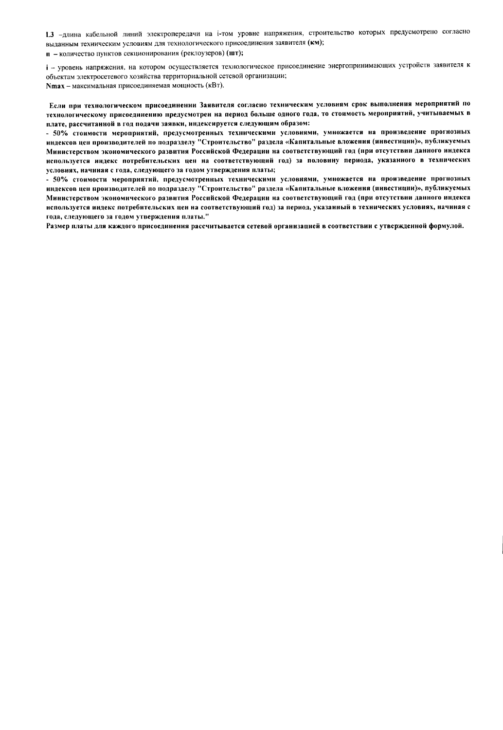**L3** –длина кабельной линий электропередачи на i-том уровне напряжения, строительство которых предусмотрено согласно выданным техническим условиям для технологического присоединения заявителя **(км)**;

**n** – количество пунктов секционирования (реклоузеров) **(шт)**;

**i** – уровень напряжения, на котором осуществляется технологическое присоединение энергопринимающих устройств заявителя к объектам электросетевого хозяйства территориальной сетевой организации;

**Nmax** – максимальная присоединяемая мощность (кВт).

**Если при технологическом присоединении Заявителя согласно техническим условиям срок выполнения мероприятий по технологическому присоединению предусмотрен на период больше одного года, то стоимость мероприятий, учитываемых в плате, рассчитанной в год подачи заявки, индексируется следующим образом:**

**- 50% стоимости мероприятий, предусмотренных техническими условиями, умножается на произведение прогнозных индексов цен производителей по подразделу "Строительство" раздела «Капитальные вложения (инвестиции)», публикуемых Министерством экономического развития Российской Федерации на соответствующий год (при отсутствии данного индекса используется индекс потребительских цен на соответствующий год) за половину периода, указанного в технических условиях, начиная с года, следующего за годом утверждения платы;**

**- 50% стоимости мероприятий, предусмотренных техническими условиями, умножается на произведение прогнозных индексов цен производителей по подразделу "Строительство" раздела «Капитальные вложения (инвестиции)», публикуемых Министерством экономического развития Российской Федерации на соответствующий год (при отсутствии данного индекса используется индекс потребительских цен на соответствующий год) за период, указанный в технических условиях, начиная с года, следующего за годом утверждения платы."**

**Размер платы для каждого присоединения рассчитывается сетевой организацией в соответствии с утвержденной формулой.**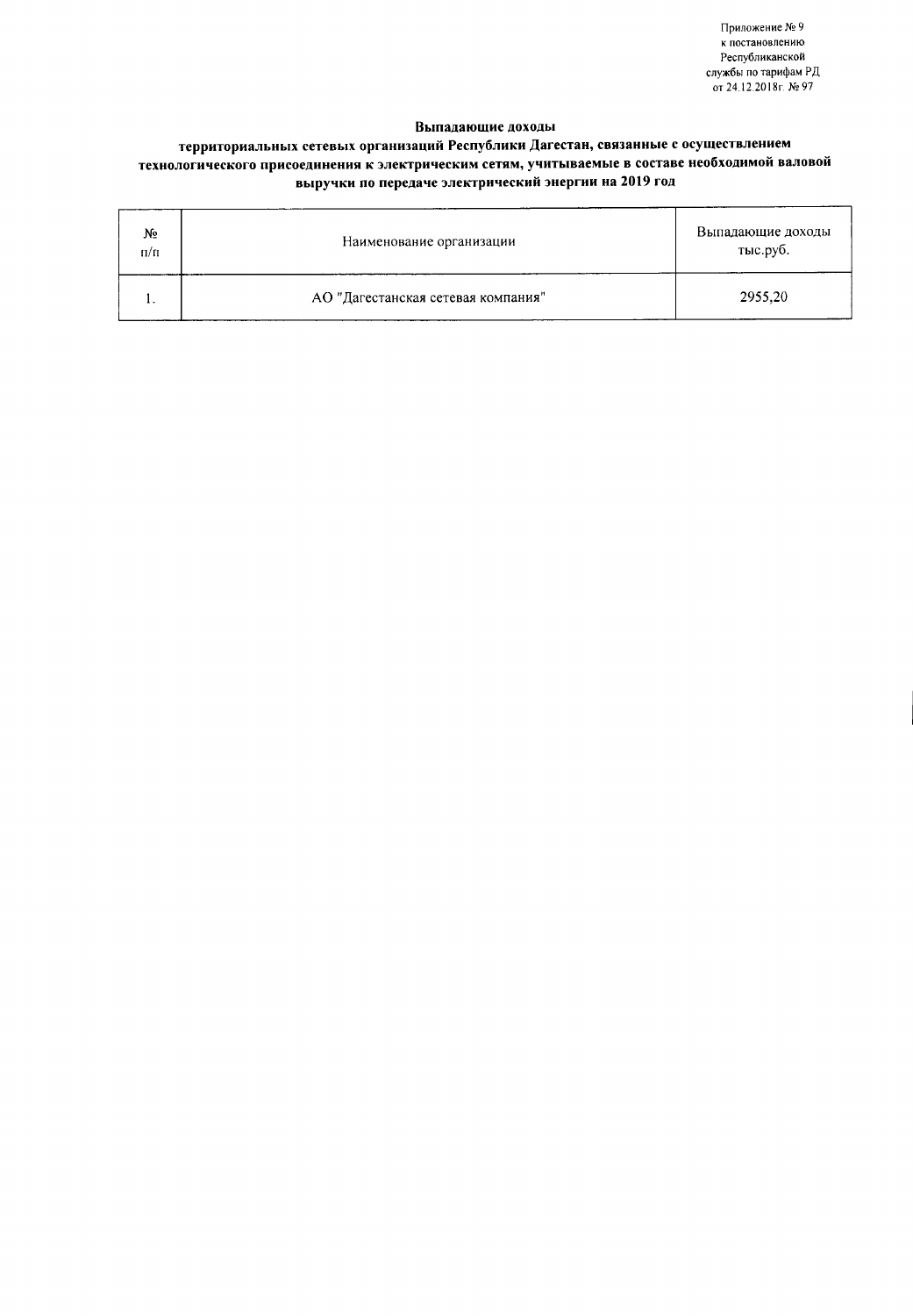Приложение № 9
к постановлению
Республиканской
службы по тарифам РД
от 24.12.2018г. № 97

**Выпадающие доходы**
**территориальных сетевых организаций Республики Дагестан, связанные с осуществлением технологического присоединения к электрическим сетям, учитываемые в составе необходимой валовой выручки по передаче электрический энергии на 2019 год**

| № п/п | Наименование организации | Выпадающие доходы тыс.руб. |
|---|---|---|
| 1. | АО "Дагестанская сетевая компания" | 2955,20 |